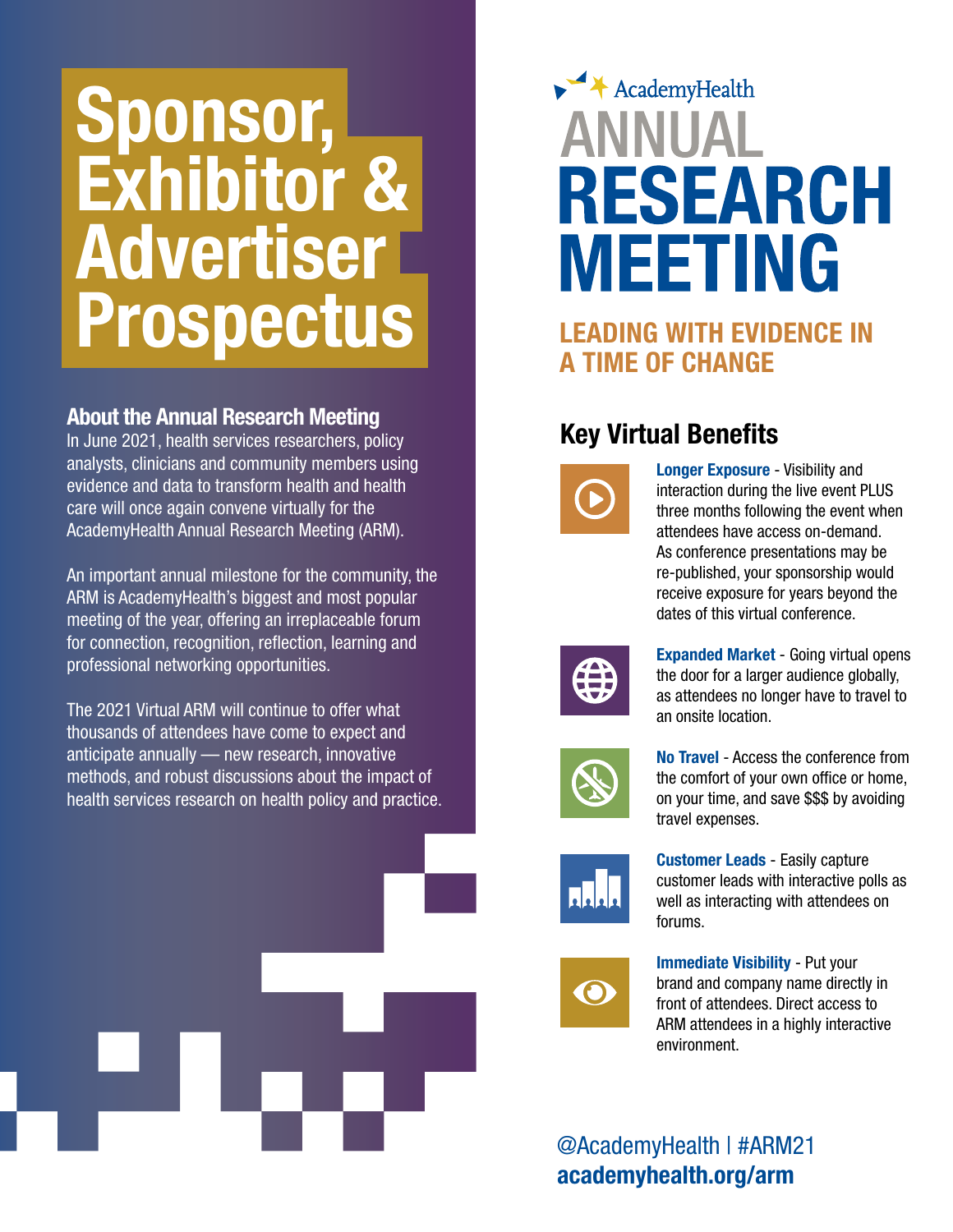# Sponsor, Exhibitor & Advertiser Prospectus

AcademyHealth

# ANNUAL RESEARCH MEETING

## LEADING WITH EVIDENCE IN A TIME OF CHANGE

### About the Annual Research Meeting

In June 2021, health services researchers, policy analysts, clinicians and community members using evidence and data to transform health and health care will once again convene virtually for the AcademyHealth Annual Research Meeting (ARM).

An important annual milestone for the community, the ARM is AcademyHealth's biggest and most popular meeting of the year, offering an irreplaceable forum for connection, recognition, reflection, learning and professional networking opportunities.

The 2021 Virtual ARM will continue to offer what thousands of attendees have come to expect and anticipate annually — new research, innovative methods, and robust discussions about the impact of health services research on health policy and practice.

## Key Virtual Benefits

**Longer Exposure** - Visibility and interaction during the live event PLUS three months following the event when attendees have access on-demand. As conference presentations may be re-published, your sponsorship would receive exposure for years beyond the dates of this virtual conference.

**Expanded Market** - Going virtual opens the door for a larger audience globally, as attendees no longer have to travel to an onsite location.

**No Travel** - Access the conference from the comfort of your own office or home, on your time, and save $$$ by avoiding travel expenses.

**Customer Leads** - Easily capture customer leads with interactive polls as well as interacting with attendees on forums.

**Immediate Visibility** - Put your brand and company name directly in front of attendees. Direct access to ARM attendees in a highly interactive environment.

@AcademyHealth | #ARM21

**academyhealth.org/arm**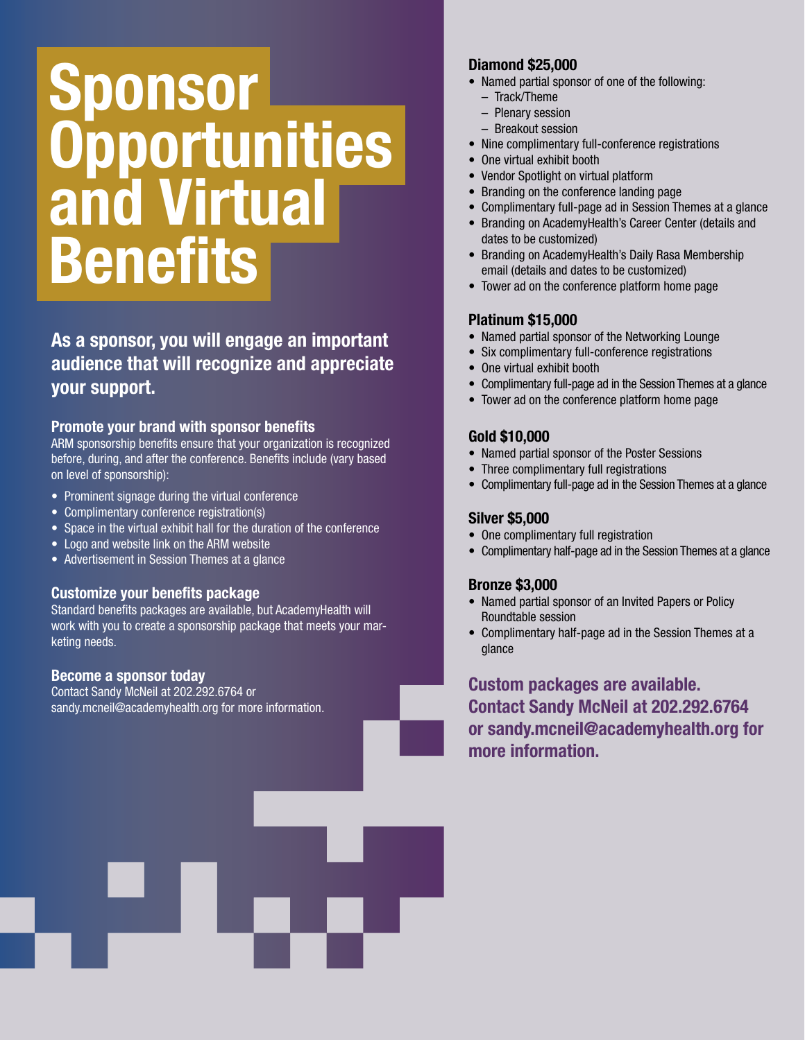# Sponsor Opportunities and Virtual Benefits

**As a sponsor, you will engage an important audience that will recognize and appreciate your support.**

### Promote your brand with sponsor benefits

ARM sponsorship benefits ensure that your organization is recognized before, during, and after the conference. Benefits include (vary based on level of sponsorship):

- Prominent signage during the virtual conference
- Complimentary conference registration(s)
- Space in the virtual exhibit hall for the duration of the conference
- Logo and website link on the ARM website
- Advertisement in Session Themes at a glance

### Customize your benefits package

Standard benefits packages are available, but AcademyHealth will work with you to create a sponsorship package that meets your marketing needs.

### Become a sponsor today

Contact Sandy McNeil at 202.292.6764 or sandy.mcneil@academyhealth.org for more information.

### Diamond $25,000

- Named partial sponsor of one of the following:
  - Track/Theme
  - Plenary session
  - Breakout session
- Nine complimentary full-conference registrations
- One virtual exhibit booth
- Vendor Spotlight on virtual platform
- Branding on the conference landing page
- Complimentary full-page ad in Session Themes at a glance
- Branding on AcademyHealth's Career Center (details and dates to be customized)
- Branding on AcademyHealth's Daily Rasa Membership email (details and dates to be customized)
- Tower ad on the conference platform home page

### Platinum $15,000

- Named partial sponsor of the Networking Lounge
- Six complimentary full-conference registrations
- One virtual exhibit booth
- Complimentary full-page ad in the Session Themes at a glance
- Tower ad on the conference platform home page

### Gold $10,000

- Named partial sponsor of the Poster Sessions
- Three complimentary full registrations
- Complimentary full-page ad in the Session Themes at a glance

### Silver $5,000

- One complimentary full registration
- Complimentary half-page ad in the Session Themes at a glance

### Bronze $3,000

- Named partial sponsor of an Invited Papers or Policy Roundtable session
- Complimentary half-page ad in the Session Themes at a glance

**Custom packages are available. Contact Sandy McNeil at 202.292.6764 or sandy.mcneil@academyhealth.org for more information.**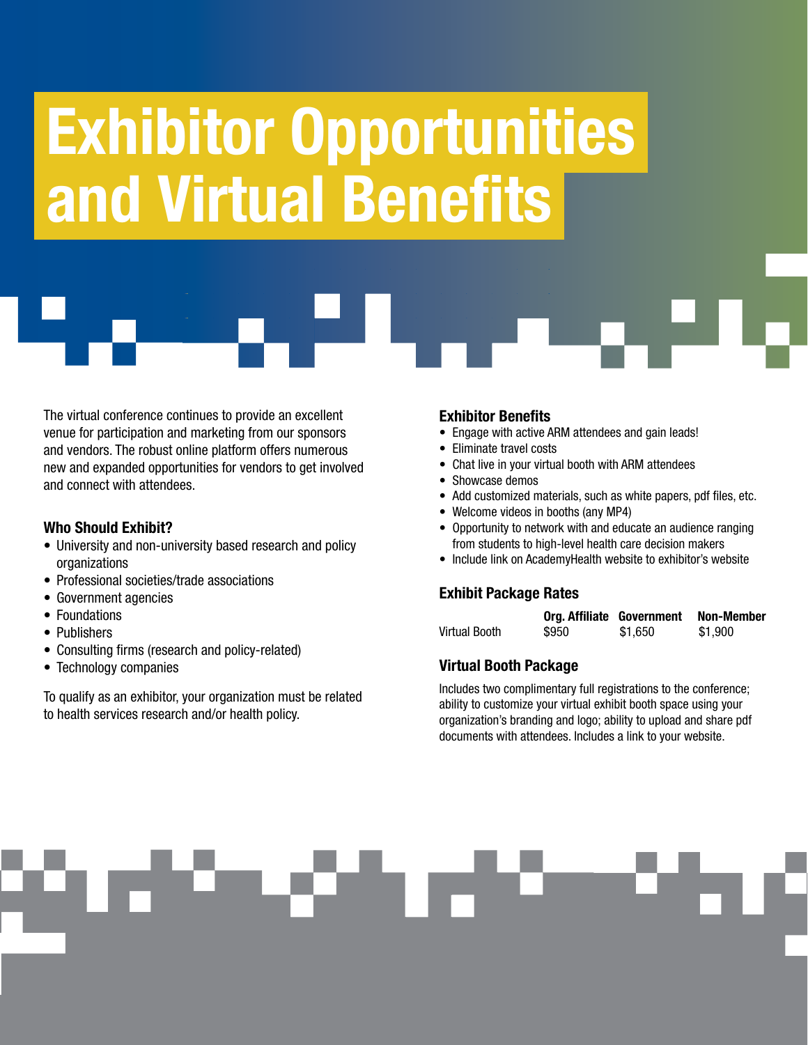# Exhibitor Opportunities and Virtual Benefits

The virtual conference continues to provide an excellent venue for participation and marketing from our sponsors and vendors. The robust online platform offers numerous new and expanded opportunities for vendors to get involved and connect with attendees.

### Who Should Exhibit?

- University and non-university based research and policy organizations
- Professional societies/trade associations
- Government agencies
- Foundations
- Publishers
- Consulting firms (research and policy-related)
- Technology companies

To qualify as an exhibitor, your organization must be related to health services research and/or health policy.

### Exhibitor Benefits

- Engage with active ARM attendees and gain leads!
- Eliminate travel costs
- Chat live in your virtual booth with ARM attendees
- Showcase demos
- Add customized materials, such as white papers, pdf files, etc.
- Welcome videos in booths (any MP4)
- Opportunity to network with and educate an audience ranging from students to high-level health care decision makers
- Include link on AcademyHealth website to exhibitor's website

### Exhibit Package Rates

| | Org. Affiliate | Government | Non-Member |
|---|---|---|---|
| Virtual Booth | $950 | $1,650 | $1,900 |

### Virtual Booth Package

Includes two complimentary full registrations to the conference; ability to customize your virtual exhibit booth space using your organization's branding and logo; ability to upload and share pdf documents with attendees. Includes a link to your website.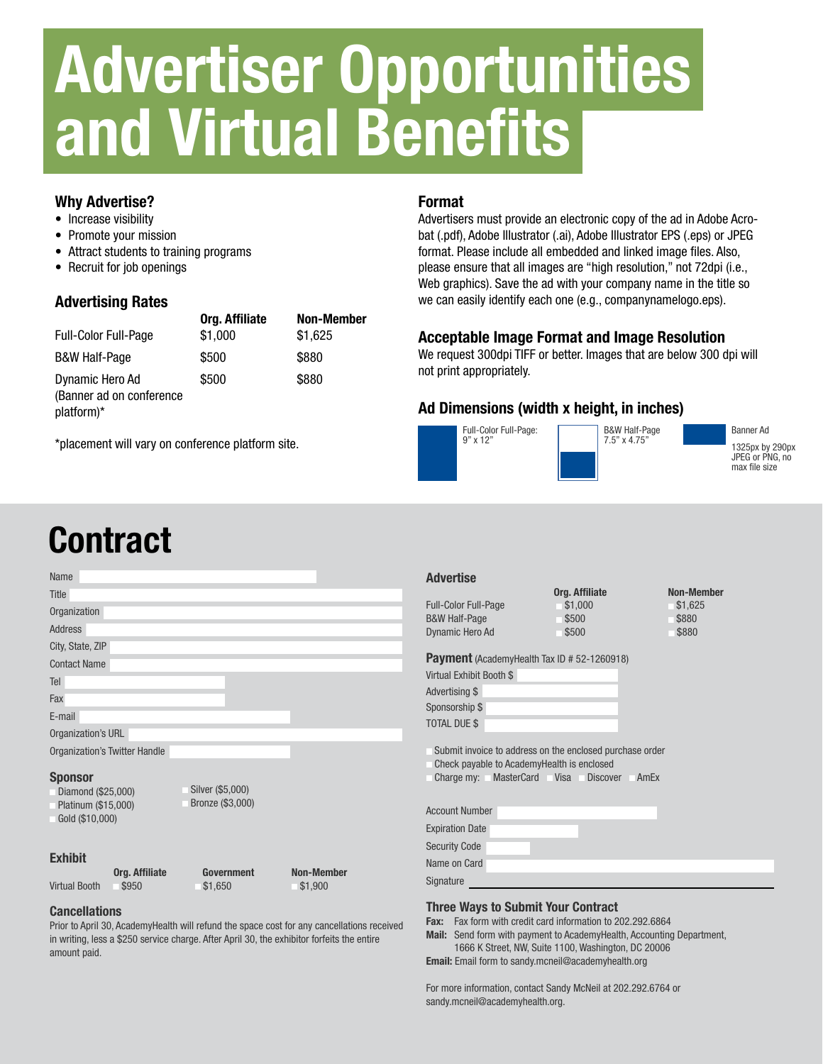# Advertiser Opportunities and Virtual Benefits

### Why Advertise?

- Increase visibility
- Promote your mission
- Attract students to training programs
- Recruit for job openings

### Advertising Rates

| | Org. Affiliate | Non-Member |
|---|---|---|
| Full-Color Full-Page | $1,000 | $1,625 |
| B&W Half-Page | $500 | $880 |
| Dynamic Hero Ad (Banner ad on conference platform)* | $500 | $880 |

*placement will vary on conference platform site.

### Format

Advertisers must provide an electronic copy of the ad in Adobe Acrobat (.pdf), Adobe Illustrator (.ai), Adobe Illustrator EPS (.eps) or JPEG format. Please include all embedded and linked image files. Also, please ensure that all images are "high resolution," not 72dpi (i.e., Web graphics). Save the ad with your company name in the title so we can easily identify each one (e.g., companynamelogo.eps).

### Acceptable Image Format and Image Resolution

We request 300dpi TIFF or better. Images that are below 300 dpi will not print appropriately.

### Ad Dimensions (width x height, in inches)

Full-Color Full-Page: 9" x 12"

B&W Half-Page 7.5" x 4.75"

Banner Ad

1325px by 290px JPEG or PNG, no max file size

# Contract

Name

Title

Organization

Address

City, State, ZIP

Contact Name

Tel

Fax

E-mail

Organization's URL

Organization's Twitter Handle

### Sponsor

- Diamond ($25,000)
- Platinum ($15,000)
- Gold ($10,000)
- Silver ($5,000)
- Bronze ($3,000)

### Exhibit

| | Org. Affiliate | Government | Non-Member |
|---|---|---|---|
| Virtual Booth | $950 | $1,650 | $1,900 |

### Cancellations

Prior to April 30, AcademyHealth will refund the space cost for any cancellations received in writing, less a $250 service charge. After April 30, the exhibitor forfeits the entire amount paid.

### Advertise

| | Org. Affiliate | Non-Member |
|---|---|---|
| Full-Color Full-Page | $1,000 | $1,625 |
| B&W Half-Page | $500 | $880 |
| Dynamic Hero Ad | $500 | $880 |

**Payment** (AcademyHealth Tax ID # 52-1260918)

Virtual Exhibit Booth $

Advertising $

Sponsorship $

TOTAL DUE $

- Submit invoice to address on the enclosed purchase order
- Check payable to AcademyHealth is enclosed
- Charge my: MasterCard Visa Discover AmEx

Account Number

Expiration Date

Security Code

Name on Card

Signature

### Three Ways to Submit Your Contract

**Fax:** Fax form with credit card information to 202.292.6864

**Mail:** Send form with payment to AcademyHealth, Accounting Department, 1666 K Street, NW, Suite 1100, Washington, DC 20006

**Email:** Email form to sandy.mcneil@academyhealth.org

For more information, contact Sandy McNeil at 202.292.6764 or sandy.mcneil@academyhealth.org.